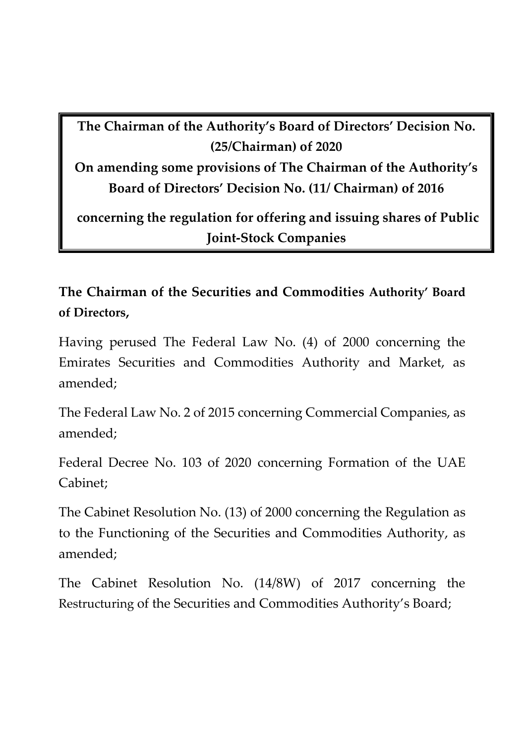# The Chairman of the Authority's Board of Directors' Decision No. (25/Chairman) of 2020

## On amending some provisions of The Chairman of the Authority's Board of Directors' Decision No. (11/ Chairman) of 2016

## concerning the regulation for offering and issuing shares of Public Joint-Stock Companies

**The Chairman of the Securities and Commodities Authority' Board of Directors,**

Having perused The Federal Law No. (4) of 2000 concerning the Emirates Securities and Commodities Authority and Market, as amended;

The Federal Law No. 2 of 2015 concerning Commercial Companies, as amended;

Federal Decree No. 103 of 2020 concerning Formation of the UAE Cabinet;

The Cabinet Resolution No. (13) of 2000 concerning the Regulation as to the Functioning of the Securities and Commodities Authority, as amended;

The Cabinet Resolution No. (14/8W) of 2017 concerning the Restructuring of the Securities and Commodities Authority's Board;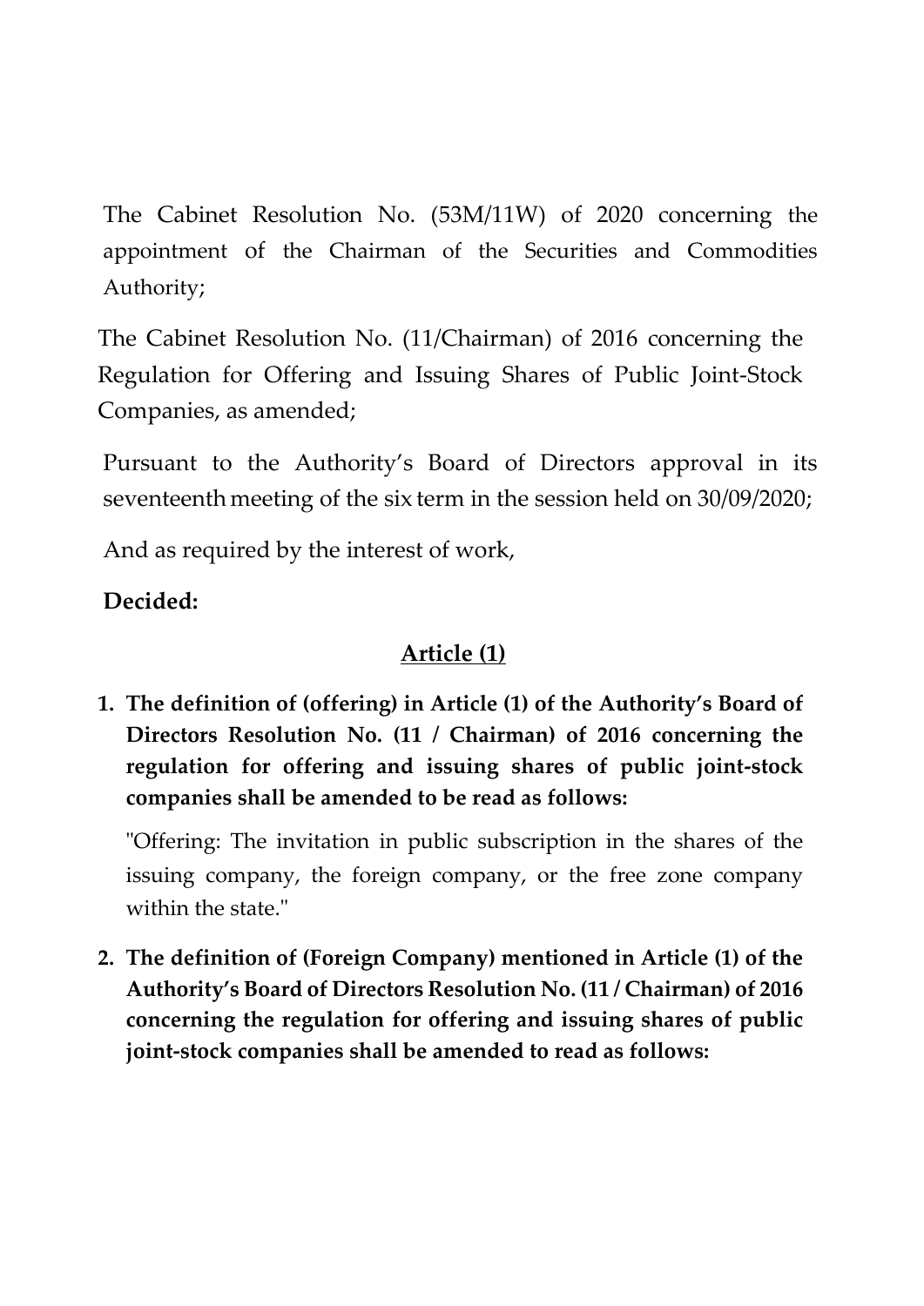The Cabinet Resolution No. (53M/11W) of 2020 concerning the appointment of the Chairman of the Securities and Commodities Authority;

The Cabinet Resolution No. (11/Chairman) of 2016 concerning the Regulation for Offering and Issuing Shares of Public Joint-Stock Companies, as amended;

Pursuant to the Authority's Board of Directors approval in its seventeenth meeting of the six term in the session held on 30/09/2020;

And as required by the interest of work,

**Decided:**

## Article (1)

1. **The definition of (offering) in Article (1) of the Authority's Board of Directors Resolution No. (11 / Chairman) of 2016 concerning the regulation for offering and issuing shares of public joint-stock companies shall be amended to be read as follows:**

   "Offering: The invitation in public subscription in the shares of the issuing company, the foreign company, or the free zone company within the state."

2. **The definition of (Foreign Company) mentioned in Article (1) of the Authority's Board of Directors Resolution No. (11 / Chairman) of 2016 concerning the regulation for offering and issuing shares of public joint-stock companies shall be amended to read as follows:**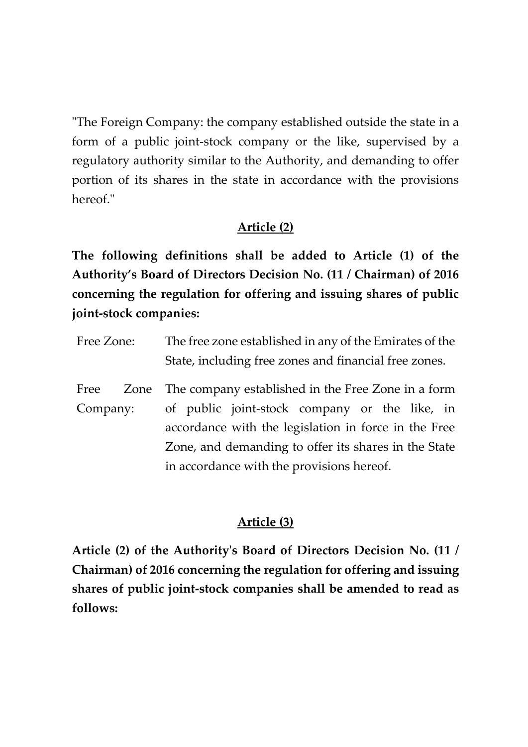"The Foreign Company: the company established outside the state in a form of a public joint-stock company or the like, supervised by a regulatory authority similar to the Authority, and demanding to offer portion of its shares in the state in accordance with the provisions hereof."

## Article (2)

**The following definitions shall be added to Article (1) of the Authority's Board of Directors Decision No. (11 / Chairman) of 2016 concerning the regulation for offering and issuing shares of public joint-stock companies:**

| | |
|---|---|
| Free Zone: | The free zone established in any of the Emirates of the State, including free zones and financial free zones. |
| Free Zone Company: | The company established in the Free Zone in a form of public joint-stock company or the like, in accordance with the legislation in force in the Free Zone, and demanding to offer its shares in the State in accordance with the provisions hereof. |

## Article (3)

**Article (2) of the Authority's Board of Directors Decision No. (11 / Chairman) of 2016 concerning the regulation for offering and issuing shares of public joint-stock companies shall be amended to read as follows:**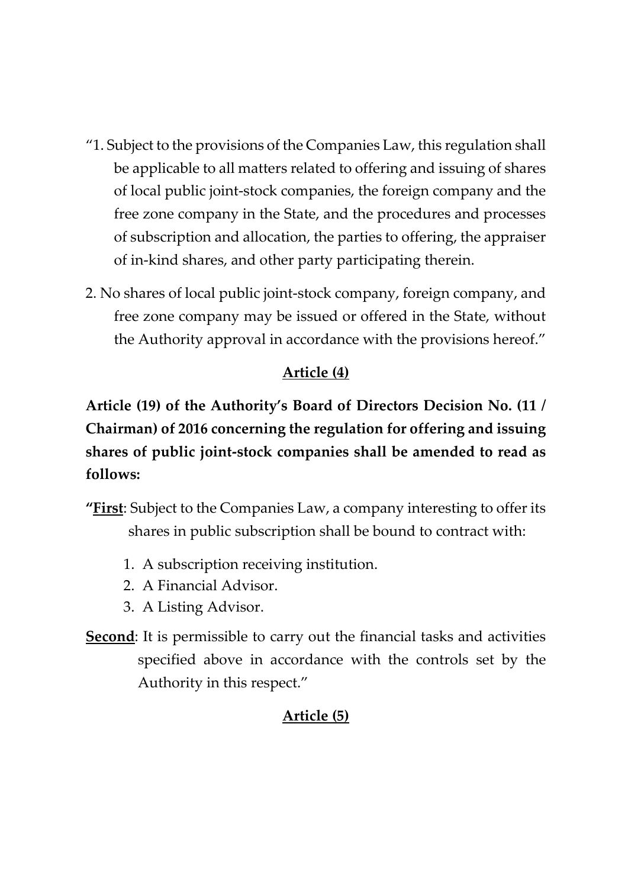"1. Subject to the provisions of the Companies Law, this regulation shall be applicable to all matters related to offering and issuing of shares of local public joint-stock companies, the foreign company and the free zone company in the State, and the procedures and processes of subscription and allocation, the parties to offering, the appraiser of in-kind shares, and other party participating therein.

2. No shares of local public joint-stock company, foreign company, and free zone company may be issued or offered in the State, without the Authority approval in accordance with the provisions hereof."

## Article (4)

**Article (19) of the Authority's Board of Directors Decision No. (11 / Chairman) of 2016 concerning the regulation for offering and issuing shares of public joint-stock companies shall be amended to read as follows:**

"**First**: Subject to the Companies Law, a company interesting to offer its shares in public subscription shall be bound to contract with:

1. A subscription receiving institution.
2. A Financial Advisor.
3. A Listing Advisor.

**Second**: It is permissible to carry out the financial tasks and activities specified above in accordance with the controls set by the Authority in this respect."

## Article (5)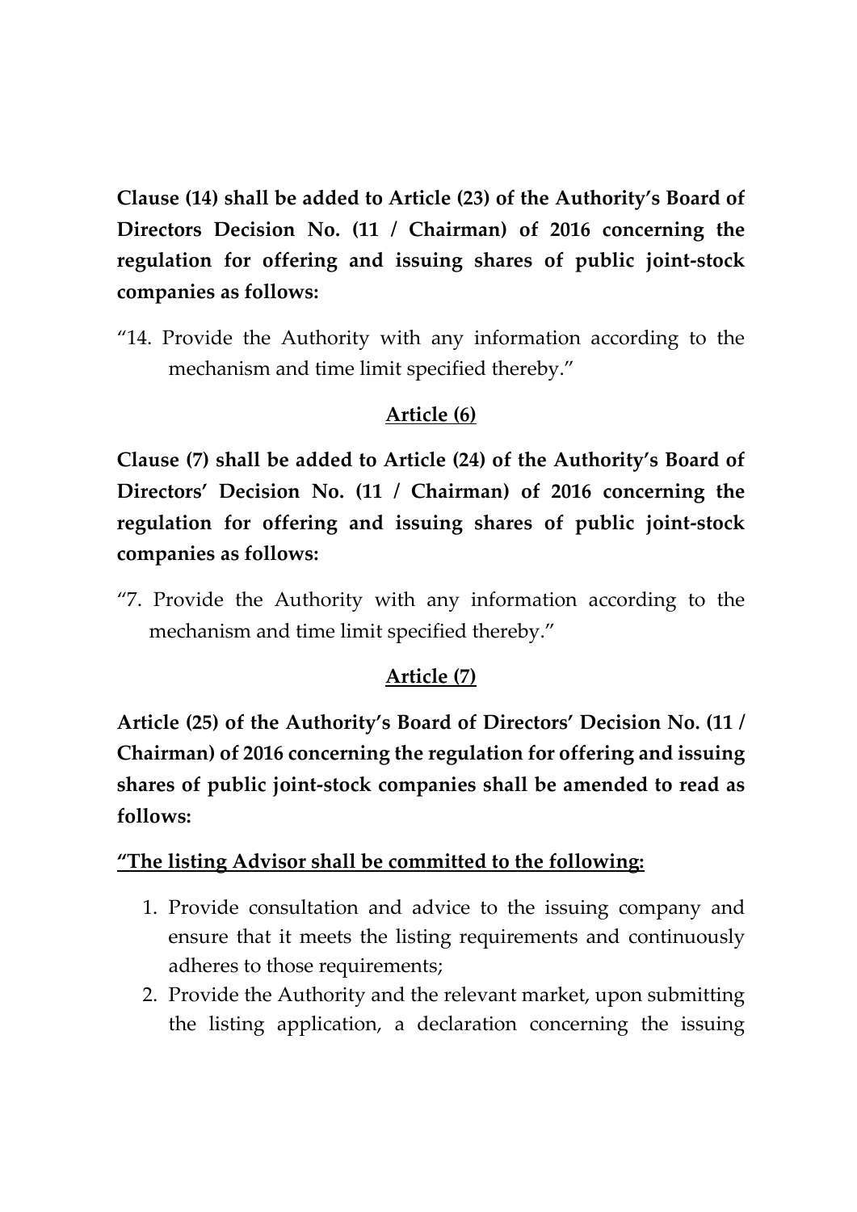**Clause (14) shall be added to Article (23) of the Authority's Board of Directors Decision No. (11 / Chairman) of 2016 concerning the regulation for offering and issuing shares of public joint-stock companies as follows:**

"14. Provide the Authority with any information according to the mechanism and time limit specified thereby."

## Article (6)

**Clause (7) shall be added to Article (24) of the Authority's Board of Directors' Decision No. (11 / Chairman) of 2016 concerning the regulation for offering and issuing shares of public joint-stock companies as follows:**

"7. Provide the Authority with any information according to the mechanism and time limit specified thereby."

## Article (7)

**Article (25) of the Authority's Board of Directors' Decision No. (11 / Chairman) of 2016 concerning the regulation for offering and issuing shares of public joint-stock companies shall be amended to read as follows:**

**"The listing Advisor shall be committed to the following:**

1. Provide consultation and advice to the issuing company and ensure that it meets the listing requirements and continuously adheres to those requirements;
2. Provide the Authority and the relevant market, upon submitting the listing application, a declaration concerning the issuing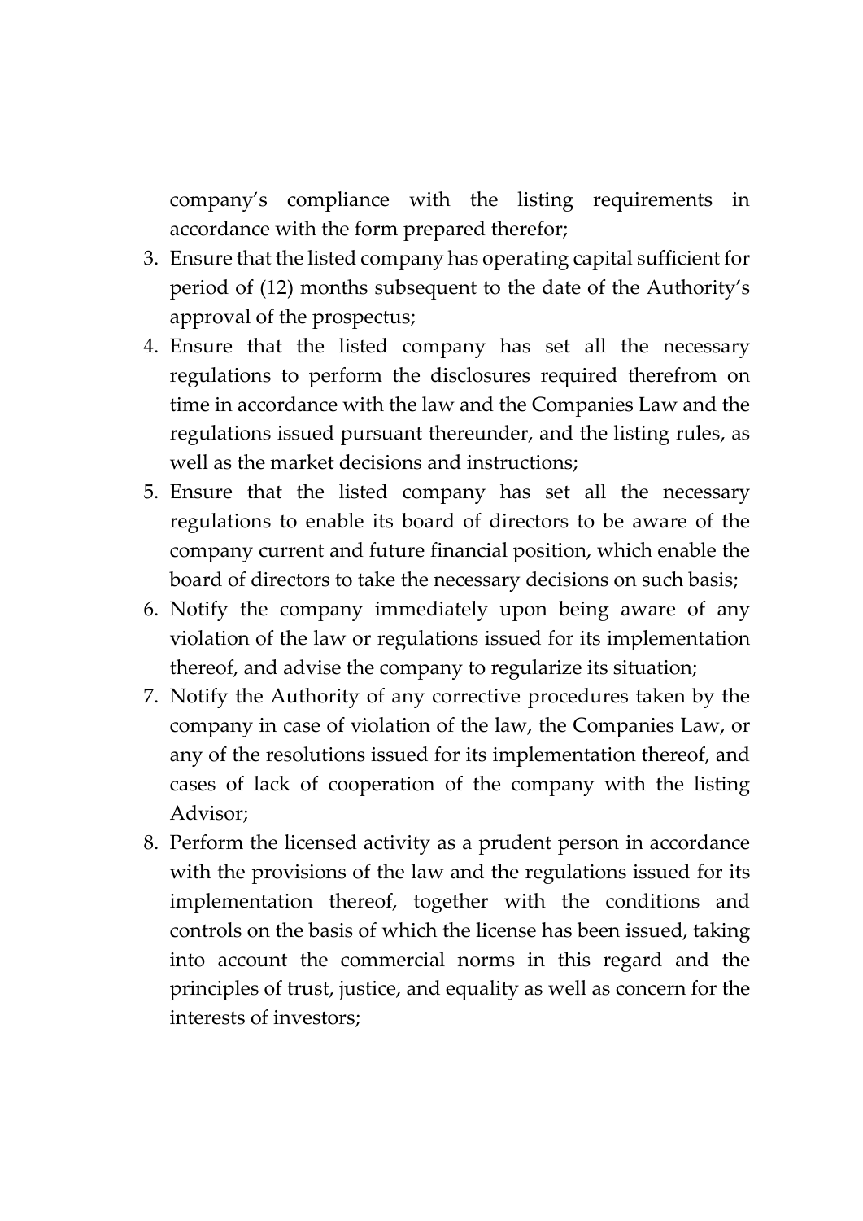company's compliance with the listing requirements in accordance with the form prepared therefor;

3. Ensure that the listed company has operating capital sufficient for period of (12) months subsequent to the date of the Authority's approval of the prospectus;
4. Ensure that the listed company has set all the necessary regulations to perform the disclosures required therefrom on time in accordance with the law and the Companies Law and the regulations issued pursuant thereunder, and the listing rules, as well as the market decisions and instructions;
5. Ensure that the listed company has set all the necessary regulations to enable its board of directors to be aware of the company current and future financial position, which enable the board of directors to take the necessary decisions on such basis;
6. Notify the company immediately upon being aware of any violation of the law or regulations issued for its implementation thereof, and advise the company to regularize its situation;
7. Notify the Authority of any corrective procedures taken by the company in case of violation of the law, the Companies Law, or any of the resolutions issued for its implementation thereof, and cases of lack of cooperation of the company with the listing Advisor;
8. Perform the licensed activity as a prudent person in accordance with the provisions of the law and the regulations issued for its implementation thereof, together with the conditions and controls on the basis of which the license has been issued, taking into account the commercial norms in this regard and the principles of trust, justice, and equality as well as concern for the interests of investors;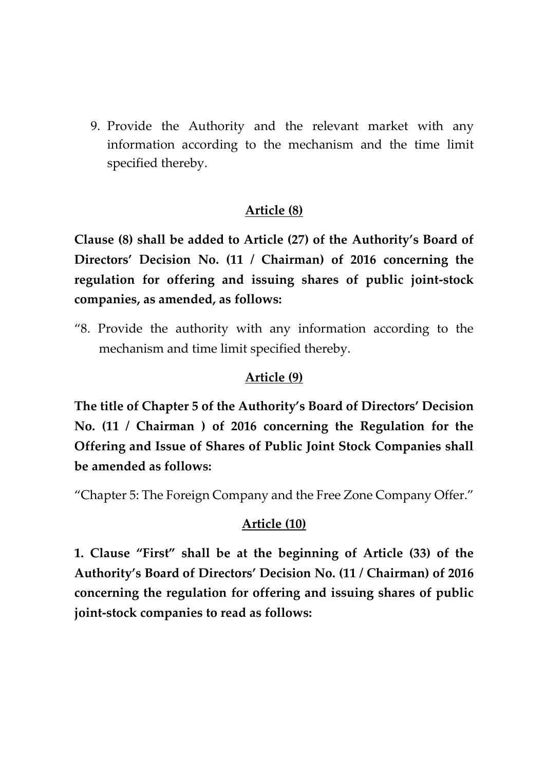9. Provide the Authority and the relevant market with any information according to the mechanism and the time limit specified thereby.

## Article (8)

**Clause (8) shall be added to Article (27) of the Authority's Board of Directors' Decision No. (11 / Chairman) of 2016 concerning the regulation for offering and issuing shares of public joint-stock companies, as amended, as follows:**

"8. Provide the authority with any information according to the mechanism and time limit specified thereby.

## Article (9)

**The title of Chapter 5 of the Authority's Board of Directors' Decision No. (11 / Chairman ) of 2016 concerning the Regulation for the Offering and Issue of Shares of Public Joint Stock Companies shall be amended as follows:**

"Chapter 5: The Foreign Company and the Free Zone Company Offer."

## Article (10)

**1. Clause "First" shall be at the beginning of Article (33) of the Authority's Board of Directors' Decision No. (11 / Chairman) of 2016 concerning the regulation for offering and issuing shares of public joint-stock companies to read as follows:**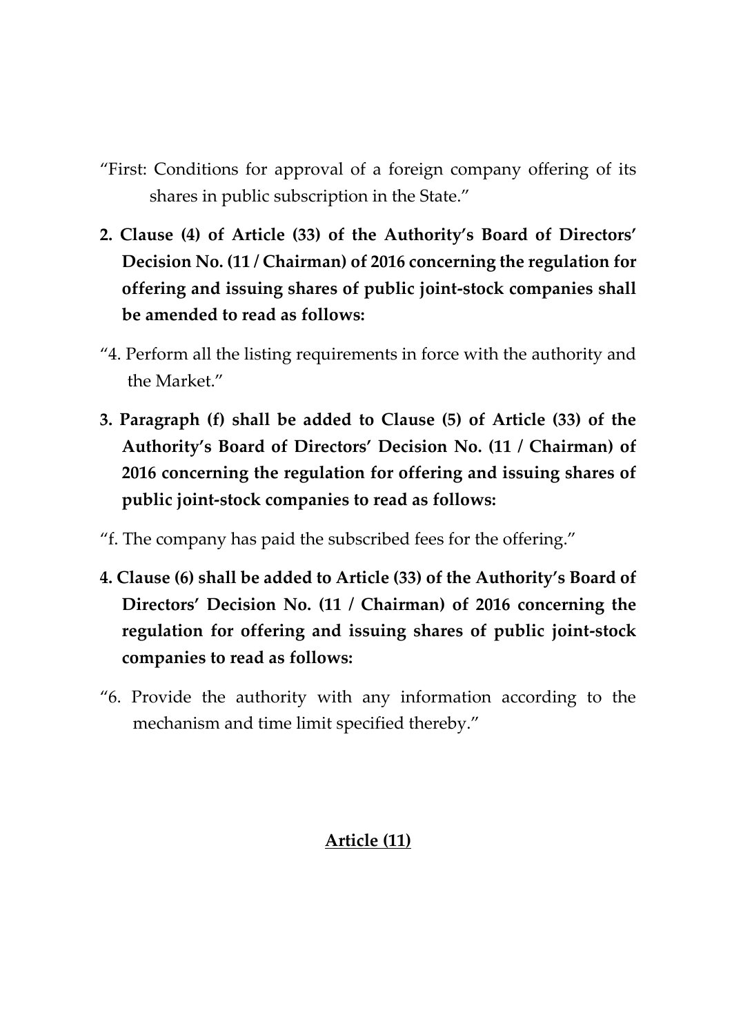"First: Conditions for approval of a foreign company offering of its shares in public subscription in the State."

**2. Clause (4) of Article (33) of the Authority's Board of Directors' Decision No. (11 / Chairman) of 2016 concerning the regulation for offering and issuing shares of public joint-stock companies shall be amended to read as follows:**

"4. Perform all the listing requirements in force with the authority and the Market."

**3. Paragraph (f) shall be added to Clause (5) of Article (33) of the Authority's Board of Directors' Decision No. (11 / Chairman) of 2016 concerning the regulation for offering and issuing shares of public joint-stock companies to read as follows:**

"f. The company has paid the subscribed fees for the offering."

**4. Clause (6) shall be added to Article (33) of the Authority's Board of Directors' Decision No. (11 / Chairman) of 2016 concerning the regulation for offering and issuing shares of public joint-stock companies to read as follows:**

"6. Provide the authority with any information according to the mechanism and time limit specified thereby."

## Article (11)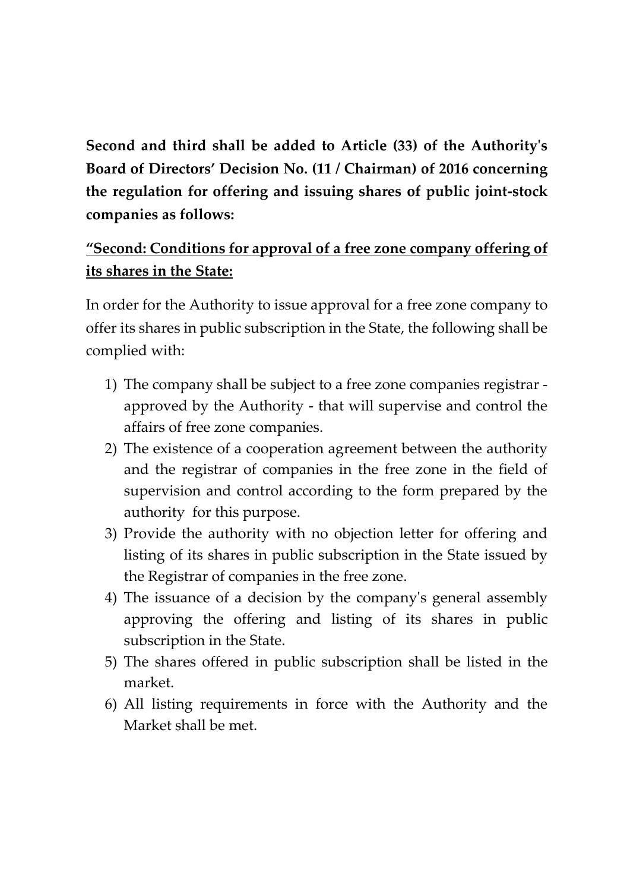**Second and third shall be added to Article (33) of the Authority's Board of Directors' Decision No. (11 / Chairman) of 2016 concerning the regulation for offering and issuing shares of public joint-stock companies as follows:**

**<u>"Second: Conditions for approval of a free zone company offering of its shares in the State:</u>**

In order for the Authority to issue approval for a free zone company to offer its shares in public subscription in the State, the following shall be complied with:

1) The company shall be subject to a free zone companies registrar - approved by the Authority - that will supervise and control the affairs of free zone companies.
2) The existence of a cooperation agreement between the authority and the registrar of companies in the free zone in the field of supervision and control according to the form prepared by the authority for this purpose.
3) Provide the authority with no objection letter for offering and listing of its shares in public subscription in the State issued by the Registrar of companies in the free zone.
4) The issuance of a decision by the company's general assembly approving the offering and listing of its shares in public subscription in the State.
5) The shares offered in public subscription shall be listed in the market.
6) All listing requirements in force with the Authority and the Market shall be met.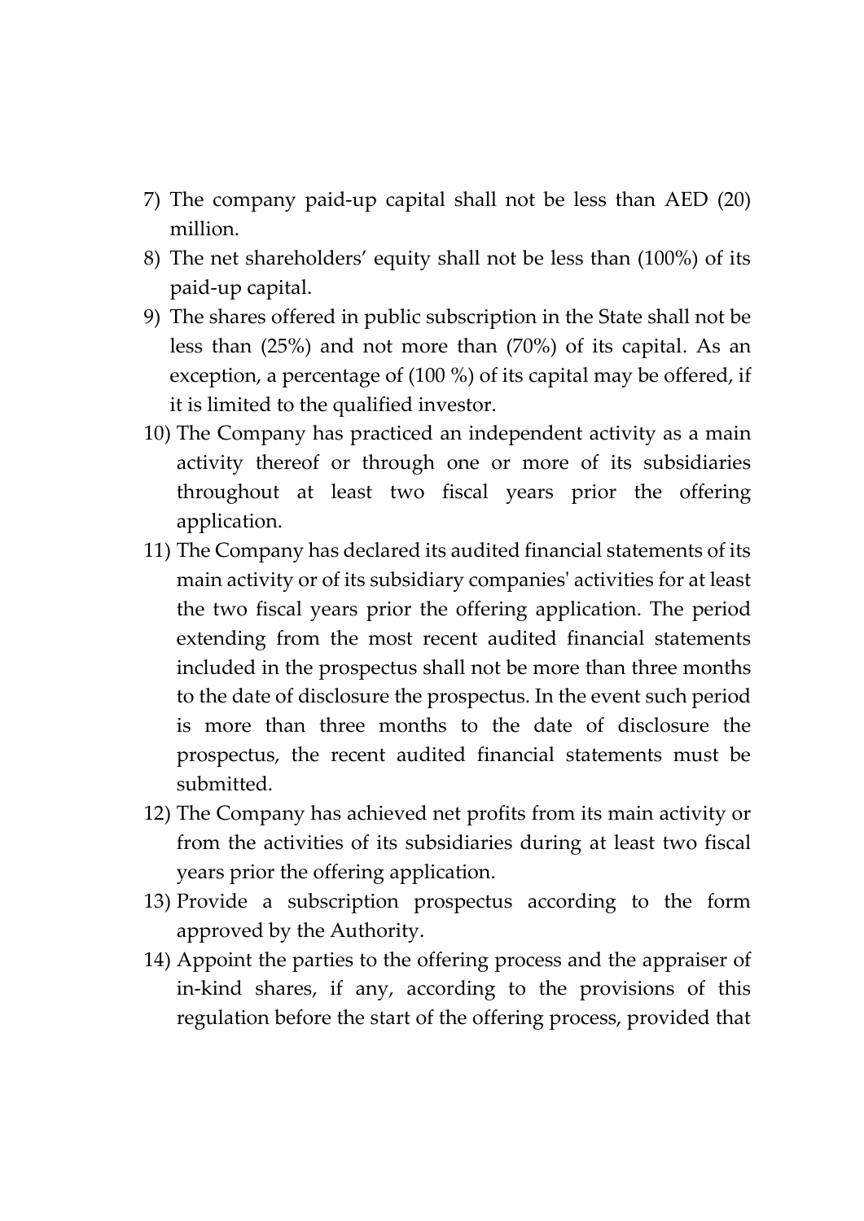7) The company paid-up capital shall not be less than AED (20) million.
8) The net shareholders' equity shall not be less than (100%) of its paid-up capital.
9) The shares offered in public subscription in the State shall not be less than (25%) and not more than (70%) of its capital. As an exception, a percentage of (100 %) of its capital may be offered, if it is limited to the qualified investor.
10) The Company has practiced an independent activity as a main activity thereof or through one or more of its subsidiaries throughout at least two fiscal years prior the offering application.
11) The Company has declared its audited financial statements of its main activity or of its subsidiary companies' activities for at least the two fiscal years prior the offering application. The period extending from the most recent audited financial statements included in the prospectus shall not be more than three months to the date of disclosure the prospectus. In the event such period is more than three months to the date of disclosure the prospectus, the recent audited financial statements must be submitted.
12) The Company has achieved net profits from its main activity or from the activities of its subsidiaries during at least two fiscal years prior the offering application.
13) Provide a subscription prospectus according to the form approved by the Authority.
14) Appoint the parties to the offering process and the appraiser of in-kind shares, if any, according to the provisions of this regulation before the start of the offering process, provided that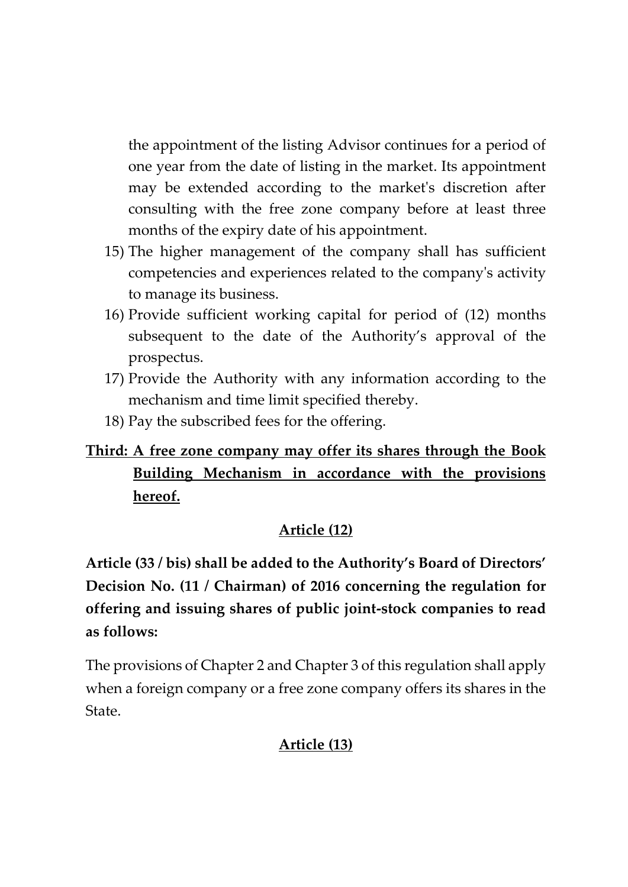the appointment of the listing Advisor continues for a period of one year from the date of listing in the market. Its appointment may be extended according to the market's discretion after consulting with the free zone company before at least three months of the expiry date of his appointment.

15) The higher management of the company shall has sufficient competencies and experiences related to the company's activity to manage its business.
16) Provide sufficient working capital for period of (12) months subsequent to the date of the Authority's approval of the prospectus.
17) Provide the Authority with any information according to the mechanism and time limit specified thereby.
18) Pay the subscribed fees for the offering.

**Third: A free zone company may offer its shares through the Book Building Mechanism in accordance with the provisions hereof.**

## Article (12)

**Article (33 / bis) shall be added to the Authority's Board of Directors' Decision No. (11 / Chairman) of 2016 concerning the regulation for offering and issuing shares of public joint-stock companies to read as follows:**

The provisions of Chapter 2 and Chapter 3 of this regulation shall apply when a foreign company or a free zone company offers its shares in the State.

## Article (13)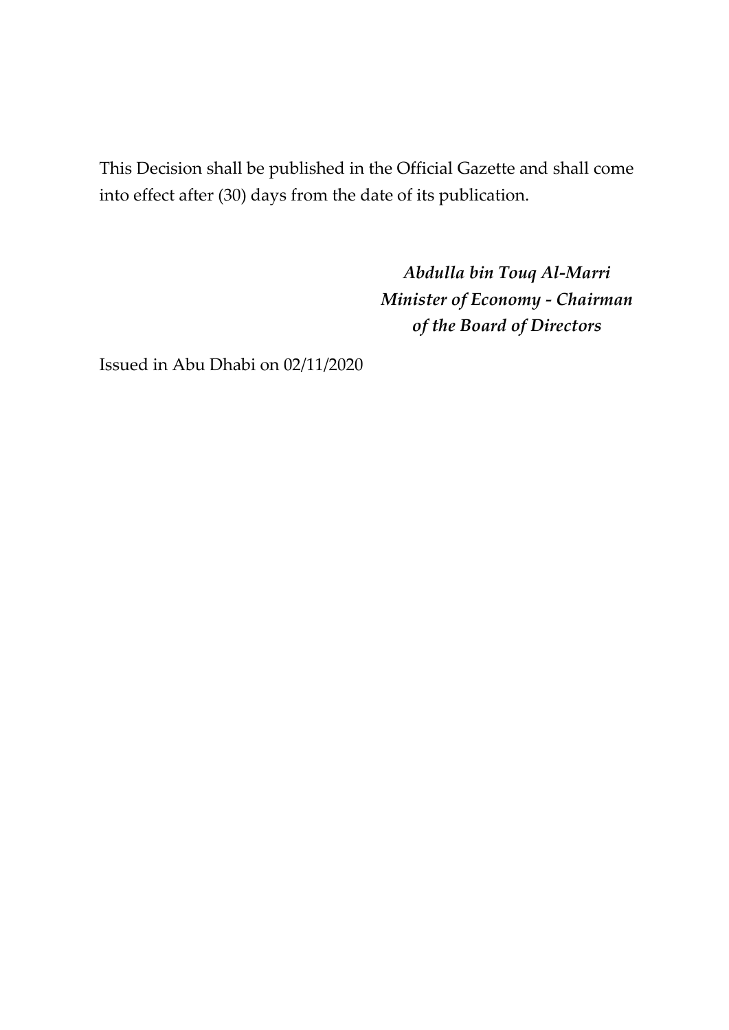This Decision shall be published in the Official Gazette and shall come into effect after (30) days from the date of its publication.

***Abdulla bin Touq Al-Marri***
***Minister of Economy - Chairman of the Board of Directors***

Issued in Abu Dhabi on 02/11/2020